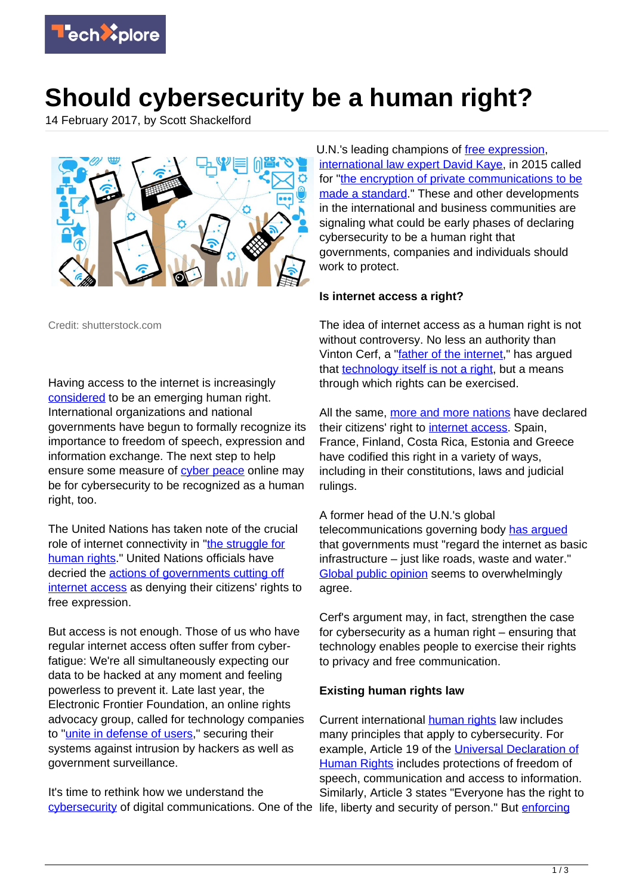# Should cybersecurity be a human right?

14 February 2017, by Scott Shackelford

Credit: shutterstock.com

Having access to the internet is increasingly considered to be an emerging human right. International organizations and national governments have begun to formally recognize its importance to freedom of speech, expression and information exchange. The next step to help ensure some measure of cyber peace online may be for cybersecurity to be recognized as a human right, too.

The United Nations has taken note of the crucial role of internet connectivity in "the struggle for human rights." United Nations officials have decried the actions of governments cutting off internet access as denying their citizens' rights to free expression.

But access is not enough. Those of us who have regular internet access often suffer from cyber-fatigue: We're all simultaneously expecting our data to be hacked at any moment and feeling powerless to prevent it. Late last year, the Electronic Frontier Foundation, an online rights advocacy group, called for technology companies to "unite in defense of users," securing their systems against intrusion by hackers as well as government surveillance.

It's time to rethink how we understand the cybersecurity of digital communications. One of the U.N.'s leading champions of free expression, international law expert David Kaye, in 2015 called for "the encryption of private communications to be made a standard." These and other developments in the international and business communities are signaling what could be early phases of declaring cybersecurity to be a human right that governments, companies and individuals should work to protect.

**Is internet access a right?**

The idea of internet access as a human right is not without controversy. No less an authority than Vinton Cerf, a "father of the internet," has argued that technology itself is not a right, but a means through which rights can be exercised.

All the same, more and more nations have declared their citizens' right to internet access. Spain, France, Finland, Costa Rica, Estonia and Greece have codified this right in a variety of ways, including in their constitutions, laws and judicial rulings.

A former head of the U.N.'s global telecommunications governing body has argued that governments must "regard the internet as basic infrastructure – just like roads, waste and water." Global public opinion seems to overwhelmingly agree.

Cerf's argument may, in fact, strengthen the case for cybersecurity as a human right – ensuring that technology enables people to exercise their rights to privacy and free communication.

**Existing human rights law**

Current international human rights law includes many principles that apply to cybersecurity. For example, Article 19 of the Universal Declaration of Human Rights includes protections of freedom of speech, communication and access to information. Similarly, Article 3 states "Everyone has the right to life, liberty and security of person." But enforcing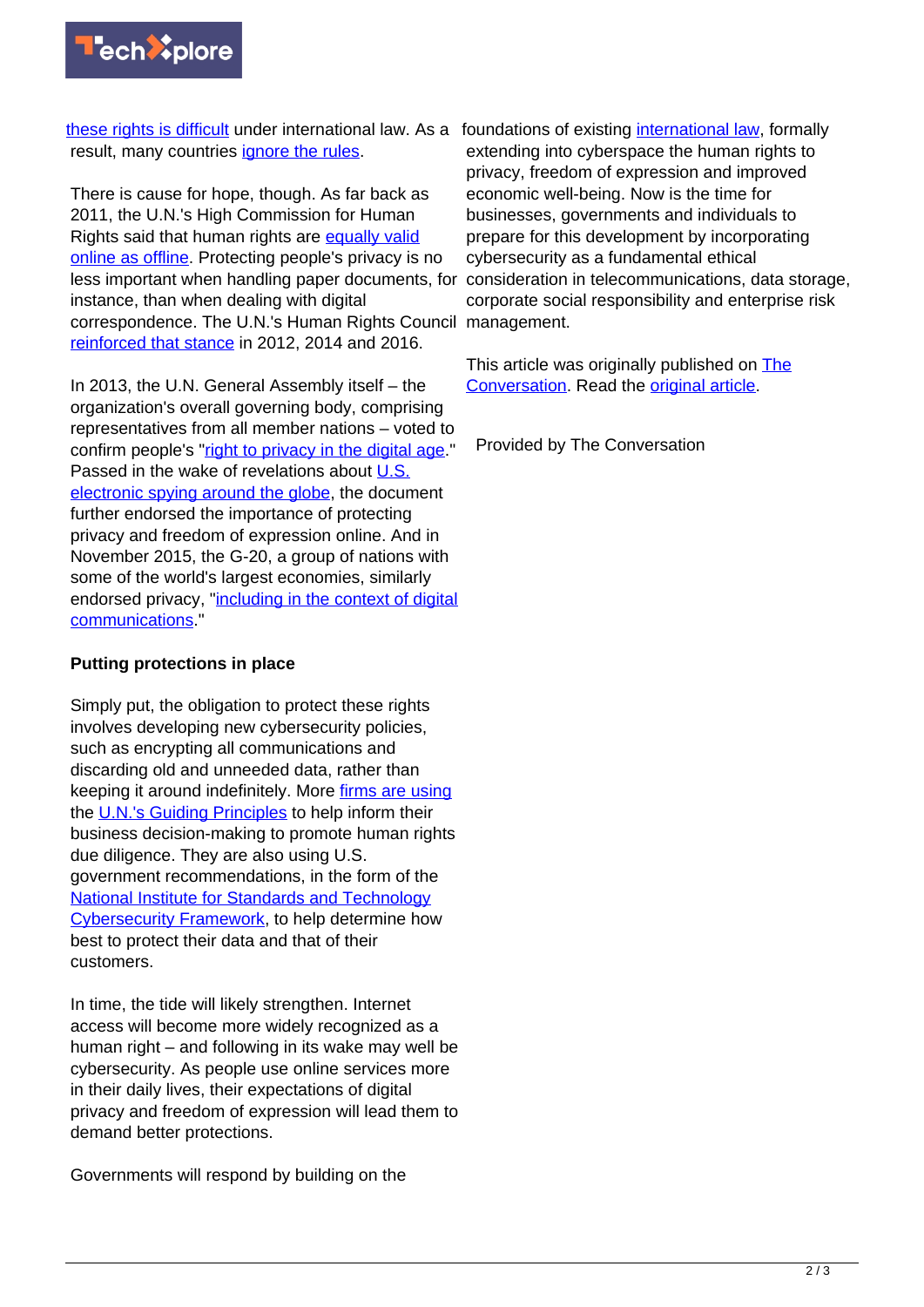these rights is difficult under international law. As a result, many countries ignore the rules.

There is cause for hope, though. As far back as 2011, the U.N.'s High Commission for Human Rights said that human rights are equally valid online as offline. Protecting people's privacy is no less important when handling paper documents, for instance, than when dealing with digital correspondence. The U.N.'s Human Rights Council reinforced that stance in 2012, 2014 and 2016.

In 2013, the U.N. General Assembly itself – the organization's overall governing body, comprising representatives from all member nations – voted to confirm people's "right to privacy in the digital age." Passed in the wake of revelations about U.S. electronic spying around the globe, the document further endorsed the importance of protecting privacy and freedom of expression online. And in November 2015, the G-20, a group of nations with some of the world's largest economies, similarly endorsed privacy, "including in the context of digital communications."

**Putting protections in place**

Simply put, the obligation to protect these rights involves developing new cybersecurity policies, such as encrypting all communications and discarding old and unneeded data, rather than keeping it around indefinitely. More firms are using the U.N.'s Guiding Principles to help inform their business decision-making to promote human rights due diligence. They are also using U.S. government recommendations, in the form of the National Institute for Standards and Technology Cybersecurity Framework, to help determine how best to protect their data and that of their customers.

In time, the tide will likely strengthen. Internet access will become more widely recognized as a human right – and following in its wake may well be cybersecurity. As people use online services more in their daily lives, their expectations of digital privacy and freedom of expression will lead them to demand better protections.

Governments will respond by building on the foundations of existing international law, formally extending into cyberspace the human rights to privacy, freedom of expression and improved economic well-being. Now is the time for businesses, governments and individuals to prepare for this development by incorporating cybersecurity as a fundamental ethical consideration in telecommunications, data storage, corporate social responsibility and enterprise risk management.

This article was originally published on The Conversation. Read the original article.

Provided by The Conversation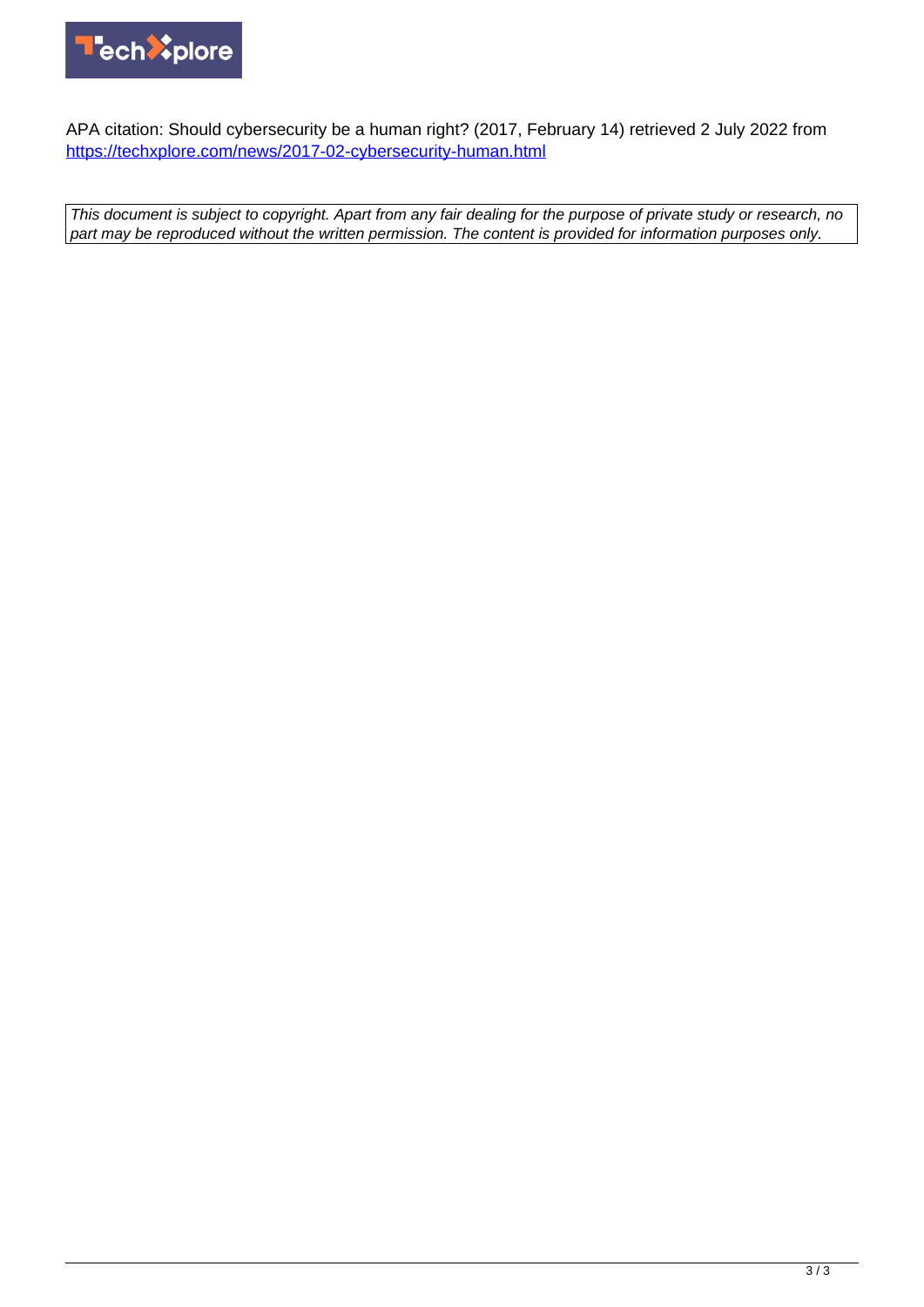APA citation: Should cybersecurity be a human right? (2017, February 14) retrieved 2 July 2022 from https://techxplore.com/news/2017-02-cybersecurity-human.html

*This document is subject to copyright. Apart from any fair dealing for the purpose of private study or research, no part may be reproduced without the written permission. The content is provided for information purposes only.*